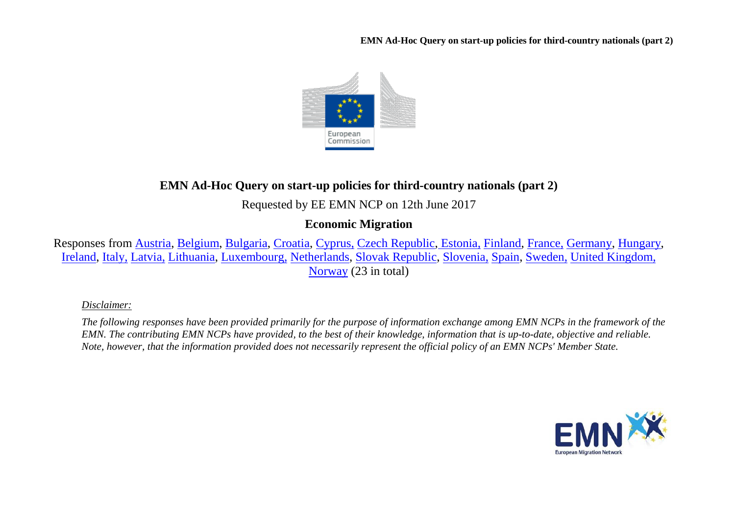# EMN Ad-Hoc Query on start-up policies for third-country nationals (part 2)

Requested by EE EMN NCP on 12th June 2017

**Economic Migration**

Responses from Austria, Belgium, Bulgaria, Croatia, Cyprus, Czech Republic, Estonia, Finland, France, Germany, Hungary, Ireland, Italy, Latvia, Lithuania, Luxembourg, Netherlands, Slovak Republic, Slovenia, Spain, Sweden, United Kingdom, Norway (23 in total)

*Disclaimer:*

*The following responses have been provided primarily for the purpose of information exchange among EMN NCPs in the framework of the EMN. The contributing EMN NCPs have provided, to the best of their knowledge, information that is up-to-date, objective and reliable. Note, however, that the information provided does not necessarily represent the official policy of an EMN NCPs' Member State.*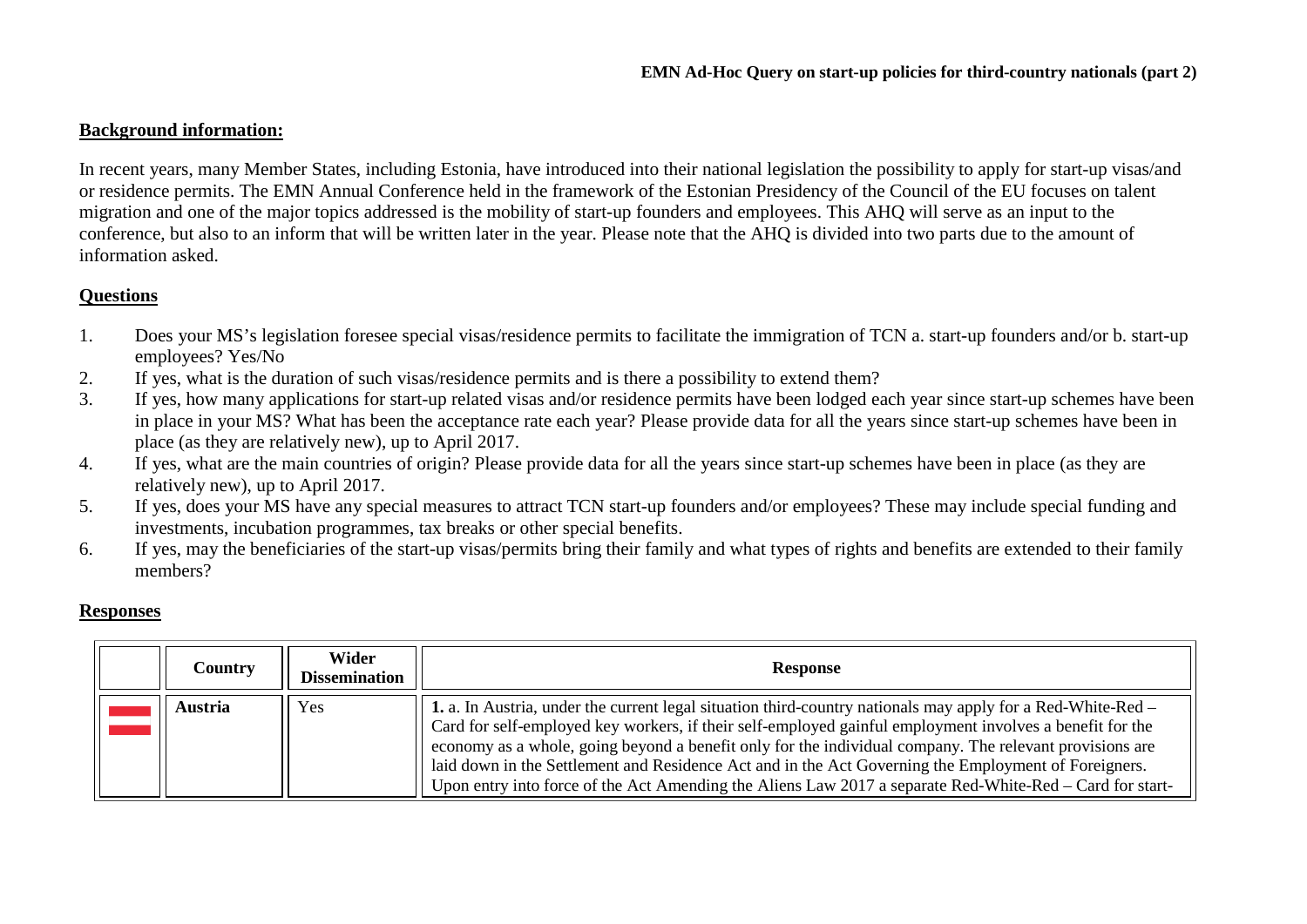## Background information:

In recent years, many Member States, including Estonia, have introduced into their national legislation the possibility to apply for start-up visas/and or residence permits. The EMN Annual Conference held in the framework of the Estonian Presidency of the Council of the EU focuses on talent migration and one of the major topics addressed is the mobility of start-up founders and employees. This AHQ will serve as an input to the conference, but also to an inform that will be written later in the year. Please note that the AHQ is divided into two parts due to the amount of information asked.

## Questions

1. Does your MS's legislation foresee special visas/residence permits to facilitate the immigration of TCN a. start-up founders and/or b. start-up employees? Yes/No
2. If yes, what is the duration of such visas/residence permits and is there a possibility to extend them?
3. If yes, how many applications for start-up related visas and/or residence permits have been lodged each year since start-up schemes have been in place in your MS? What has been the acceptance rate each year? Please provide data for all the years since start-up schemes have been in place (as they are relatively new), up to April 2017.
4. If yes, what are the main countries of origin? Please provide data for all the years since start-up schemes have been in place (as they are relatively new), up to April 2017.
5. If yes, does your MS have any special measures to attract TCN start-up founders and/or employees? These may include special funding and investments, incubation programmes, tax breaks or other special benefits.
6. If yes, may the beneficiaries of the start-up visas/permits bring their family and what types of rights and benefits are extended to their family members?

## Responses

| | Country | Wider Dissemination | Response |
|---|---|---|---|
| | **Austria** | Yes | **1.** a. In Austria, under the current legal situation third-country nationals may apply for a Red-White-Red – Card for self-employed key workers, if their self-employed gainful employment involves a benefit for the economy as a whole, going beyond a benefit only for the individual company. The relevant provisions are laid down in the Settlement and Residence Act and in the Act Governing the Employment of Foreigners. Upon entry into force of the Act Amending the Aliens Law 2017 a separate Red-White-Red – Card for start- |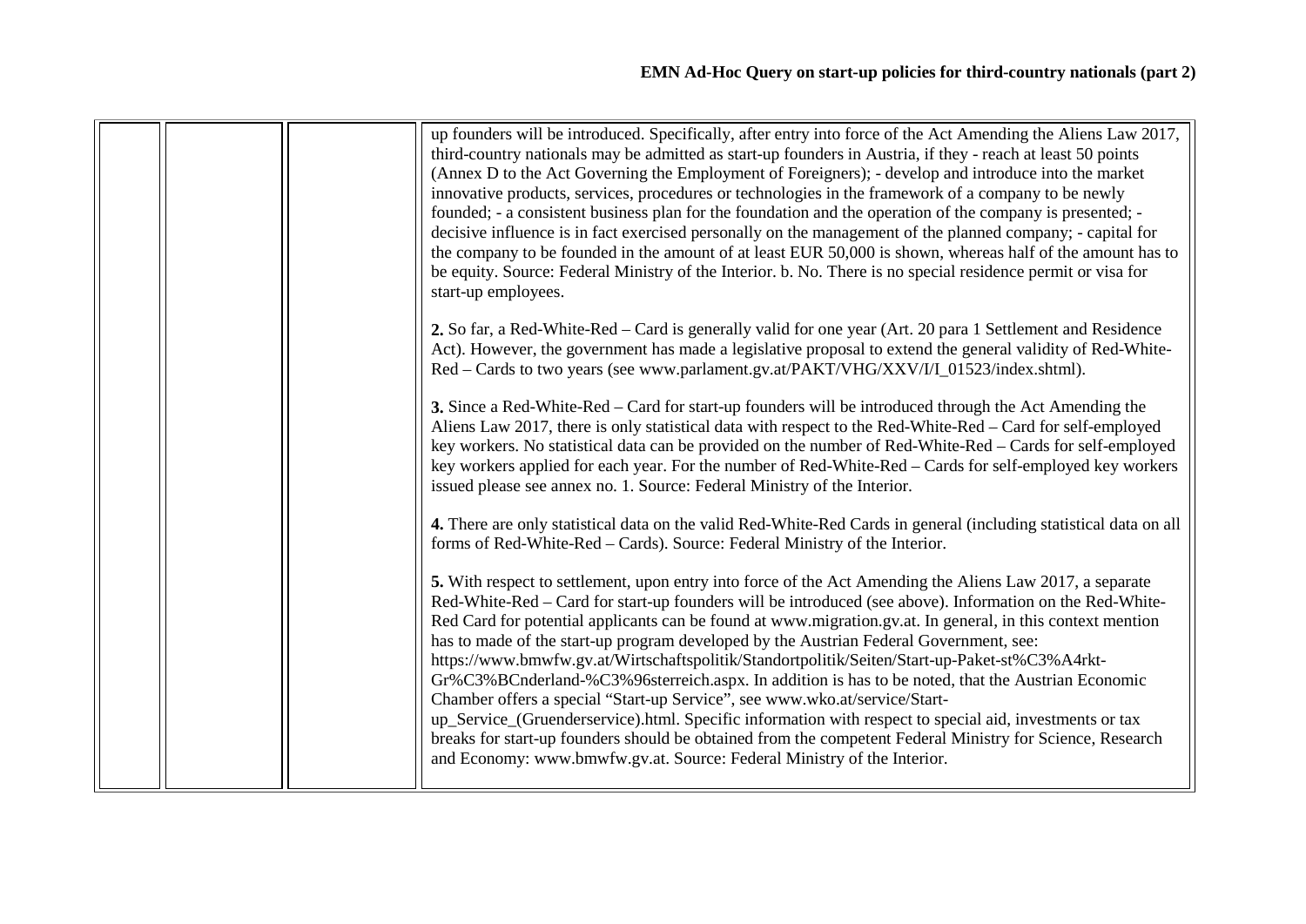| | | | |
|---|---|---|---|
| | | | up founders will be introduced. Specifically, after entry into force of the Act Amending the Aliens Law 2017, third-country nationals may be admitted as start-up founders in Austria, if they - reach at least 50 points (Annex D to the Act Governing the Employment of Foreigners); - develop and introduce into the market innovative products, services, procedures or technologies in the framework of a company to be newly founded; - a consistent business plan for the foundation and the operation of the company is presented; - decisive influence is in fact exercised personally on the management of the planned company; - capital for the company to be founded in the amount of at least EUR 50,000 is shown, whereas half of the amount has to be equity. Source: Federal Ministry of the Interior. b. No. There is no special residence permit or visa for start-up employees.<br><br>**2.** So far, a Red-White-Red – Card is generally valid for one year (Art. 20 para 1 Settlement and Residence Act). However, the government has made a legislative proposal to extend the general validity of Red-White-Red – Cards to two years (see www.parlament.gv.at/PAKT/VHG/XXV/I/I_01523/index.shtml).<br><br>**3.** Since a Red-White-Red – Card for start-up founders will be introduced through the Act Amending the Aliens Law 2017, there is only statistical data with respect to the Red-White-Red – Card for self-employed key workers. No statistical data can be provided on the number of Red-White-Red – Cards for self-employed key workers applied for each year. For the number of Red-White-Red – Cards for self-employed key workers issued please see annex no. 1. Source: Federal Ministry of the Interior.<br><br>**4.** There are only statistical data on the valid Red-White-Red Cards in general (including statistical data on all forms of Red-White-Red – Cards). Source: Federal Ministry of the Interior.<br><br>**5.** With respect to settlement, upon entry into force of the Act Amending the Aliens Law 2017, a separate Red-White-Red – Card for start-up founders will be introduced (see above). Information on the Red-White-Red Card for potential applicants can be found at www.migration.gv.at. In general, in this context mention has to made of the start-up program developed by the Austrian Federal Government, see: https://www.bmwfw.gv.at/Wirtschaftspolitik/Standortpolitik/Seiten/Start-up-Paket-st%C3%A4rkt-Gr%C3%BCnderland-%C3%96sterreich.aspx. In addition is has to be noted, that the Austrian Economic Chamber offers a special "Start-up Service", see www.wko.at/service/Start-up_Service_(Gruenderservice).html. Specific information with respect to special aid, investments or tax breaks for start-up founders should be obtained from the competent Federal Ministry for Science, Research and Economy: www.bmwfw.gv.at. Source: Federal Ministry of the Interior. |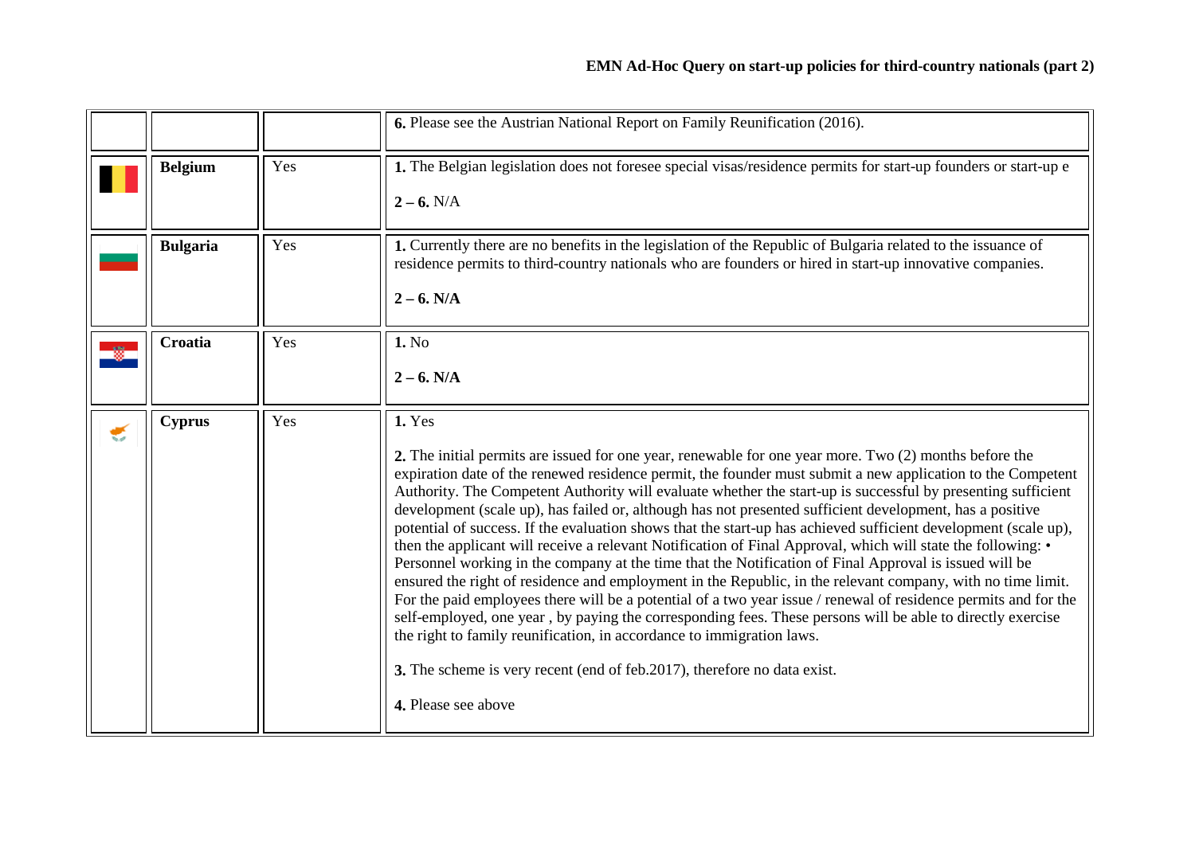| | | | |
|---|---|---|---|
| | | | **6.** Please see the Austrian National Report on Family Reunification (2016). |
| | **Belgium** | Yes | **1.** The Belgian legislation does not foresee special visas/residence permits for start-up founders or start-up e<br><br>**2 – 6.** N/A |
| | **Bulgaria** | Yes | **1.** Currently there are no benefits in the legislation of the Republic of Bulgaria related to the issuance of residence permits to third-country nationals who are founders or hired in start-up innovative companies.<br><br>**2 – 6. N/A** |
| | **Croatia** | Yes | **1.** No<br><br>**2 – 6. N/A** |
| | **Cyprus** | Yes | **1.** Yes<br><br>**2.** The initial permits are issued for one year, renewable for one year more. Two (2) months before the expiration date of the renewed residence permit, the founder must submit a new application to the Competent Authority. The Competent Authority will evaluate whether the start-up is successful by presenting sufficient development (scale up), has failed or, although has not presented sufficient development, has a positive potential of success. If the evaluation shows that the start-up has achieved sufficient development (scale up), then the applicant will receive a relevant Notification of Final Approval, which will state the following: • Personnel working in the company at the time that the Notification of Final Approval is issued will be ensured the right of residence and employment in the Republic, in the relevant company, with no time limit. For the paid employees there will be a potential of a two year issue / renewal of residence permits and for the self-employed, one year , by paying the corresponding fees. These persons will be able to directly exercise the right to family reunification, in accordance to immigration laws.<br><br>**3.** The scheme is very recent (end of feb.2017), therefore no data exist.<br><br>**4.** Please see above |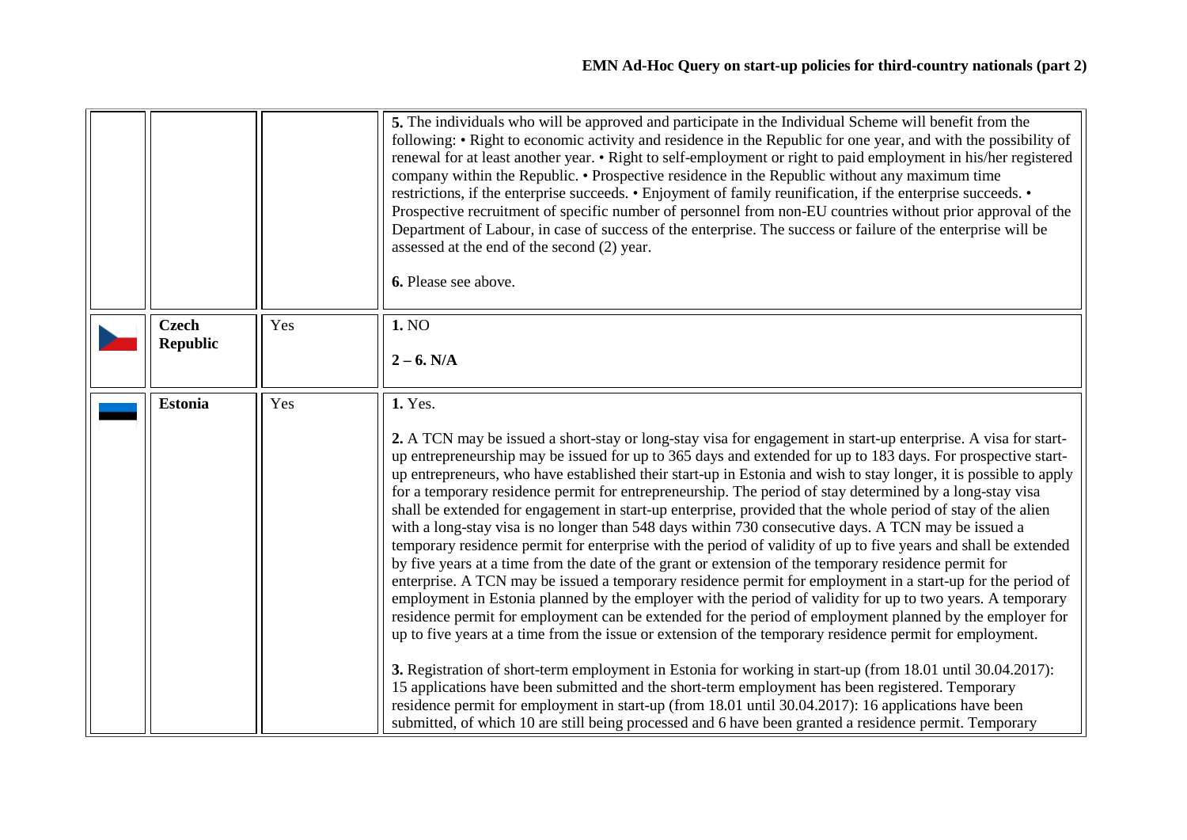| | | | |
|---|---|---|---|
| | | | **5.** The individuals who will be approved and participate in the Individual Scheme will benefit from the following: • Right to economic activity and residence in the Republic for one year, and with the possibility of renewal for at least another year. • Right to self-employment or right to paid employment in his/her registered company within the Republic. • Prospective residence in the Republic without any maximum time restrictions, if the enterprise succeeds. • Enjoyment of family reunification, if the enterprise succeeds. • Prospective recruitment of specific number of personnel from non-EU countries without prior approval of the Department of Labour, in case of success of the enterprise. The success or failure of the enterprise will be assessed at the end of the second (2) year.<br><br>**6.** Please see above. |
| | **Czech Republic** | Yes | **1.** NO<br><br>**2 – 6. N/A** |
| | **Estonia** | Yes | **1.** Yes.<br><br>**2.** A TCN may be issued a short-stay or long-stay visa for engagement in start-up enterprise. A visa for start-up entrepreneurship may be issued for up to 365 days and extended for up to 183 days. For prospective start-up entrepreneurs, who have established their start-up in Estonia and wish to stay longer, it is possible to apply for a temporary residence permit for entrepreneurship. The period of stay determined by a long-stay visa shall be extended for engagement in start-up enterprise, provided that the whole period of stay of the alien with a long-stay visa is no longer than 548 days within 730 consecutive days. A TCN may be issued a temporary residence permit for enterprise with the period of validity of up to five years and shall be extended by five years at a time from the date of the grant or extension of the temporary residence permit for enterprise. A TCN may be issued a temporary residence permit for employment in a start-up for the period of employment in Estonia planned by the employer with the period of validity for up to two years. A temporary residence permit for employment can be extended for the period of employment planned by the employer for up to five years at a time from the issue or extension of the temporary residence permit for employment.<br><br>**3.** Registration of short-term employment in Estonia for working in start-up (from 18.01 until 30.04.2017): 15 applications have been submitted and the short-term employment has been registered. Temporary residence permit for employment in start-up (from 18.01 until 30.04.2017): 16 applications have been submitted, of which 10 are still being processed and 6 have been granted a residence permit. Temporary |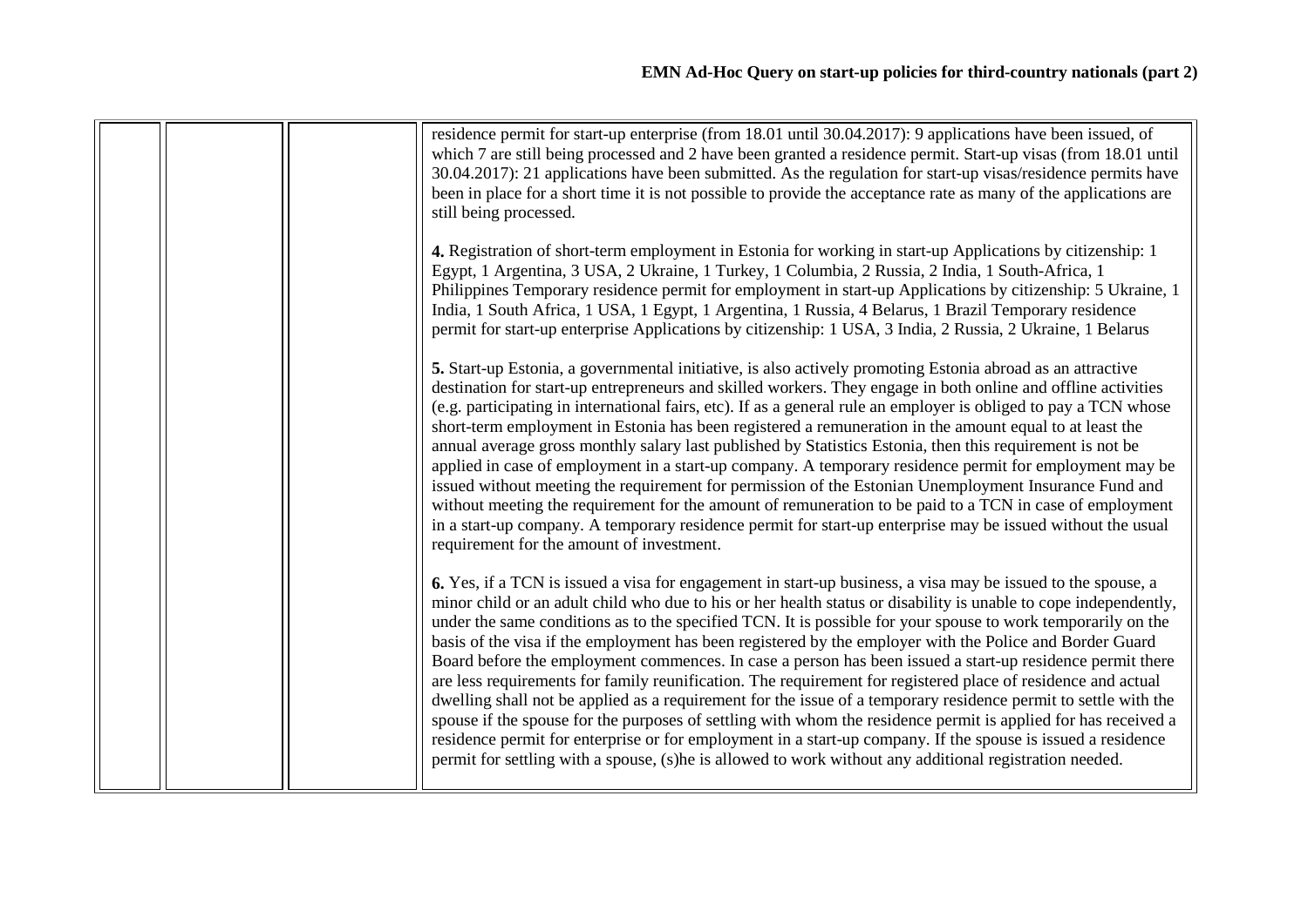| | | | residence permit for start-up enterprise (from 18.01 until 30.04.2017): 9 applications have been issued, of which 7 are still being processed and 2 have been granted a residence permit. Start-up visas (from 18.01 until 30.04.2017): 21 applications have been submitted. As the regulation for start-up visas/residence permits have been in place for a short time it is not possible to provide the acceptance rate as many of the applications are still being processed.<br><br>**4.** Registration of short-term employment in Estonia for working in start-up Applications by citizenship: 1 Egypt, 1 Argentina, 3 USA, 2 Ukraine, 1 Turkey, 1 Columbia, 2 Russia, 2 India, 1 South-Africa, 1 Philippines Temporary residence permit for employment in start-up Applications by citizenship: 5 Ukraine, 1 India, 1 South Africa, 1 USA, 1 Egypt, 1 Argentina, 1 Russia, 4 Belarus, 1 Brazil Temporary residence permit for start-up enterprise Applications by citizenship: 1 USA, 3 India, 2 Russia, 2 Ukraine, 1 Belarus<br><br>**5.** Start-up Estonia, a governmental initiative, is also actively promoting Estonia abroad as an attractive destination for start-up entrepreneurs and skilled workers. They engage in both online and offline activities (e.g. participating in international fairs, etc). If as a general rule an employer is obliged to pay a TCN whose short-term employment in Estonia has been registered a remuneration in the amount equal to at least the annual average gross monthly salary last published by Statistics Estonia, then this requirement is not be applied in case of employment in a start-up company. A temporary residence permit for employment may be issued without meeting the requirement for permission of the Estonian Unemployment Insurance Fund and without meeting the requirement for the amount of remuneration to be paid to a TCN in case of employment in a start-up company. A temporary residence permit for start-up enterprise may be issued without the usual requirement for the amount of investment.<br><br>**6.** Yes, if a TCN is issued a visa for engagement in start-up business, a visa may be issued to the spouse, a minor child or an adult child who due to his or her health status or disability is unable to cope independently, under the same conditions as to the specified TCN. It is possible for your spouse to work temporarily on the basis of the visa if the employment has been registered by the employer with the Police and Border Guard Board before the employment commences. In case a person has been issued a start-up residence permit there are less requirements for family reunification. The requirement for registered place of residence and actual dwelling shall not be applied as a requirement for the issue of a temporary residence permit to settle with the spouse if the spouse for the purposes of settling with whom the residence permit is applied for has received a residence permit for enterprise or for employment in a start-up company. If the spouse is issued a residence permit for settling with a spouse, (s)he is allowed to work without any additional registration needed. |
|---|---|---|---|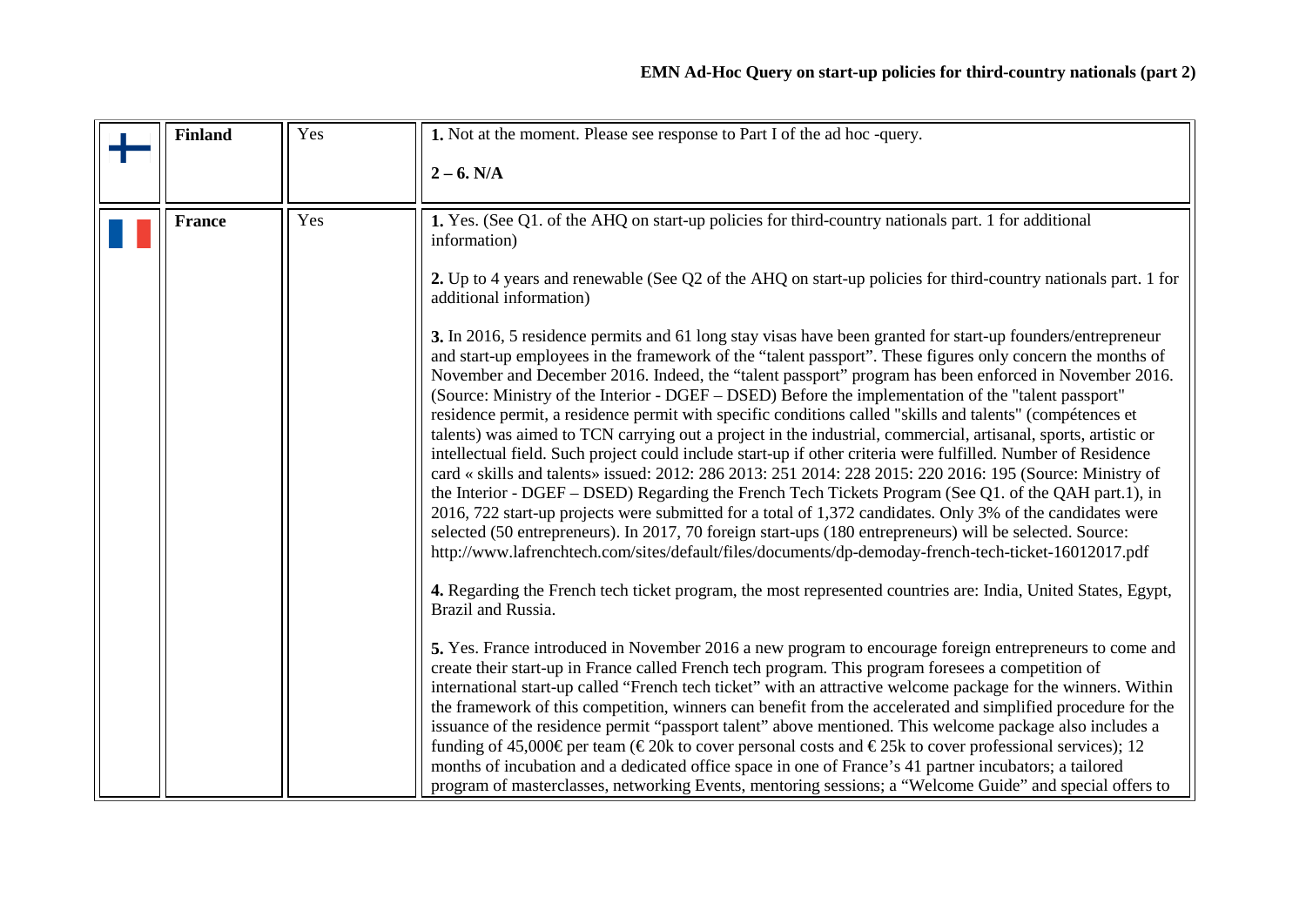| | | | |
|---|---|---|---|
| | **Finland** | Yes | **1.** Not at the moment. Please see response to Part I of the ad hoc -query.<br><br>**2 – 6. N/A** |
| | **France** | Yes | **1.** Yes. (See Q1. of the AHQ on start-up policies for third-country nationals part. 1 for additional information)<br><br>**2.** Up to 4 years and renewable (See Q2 of the AHQ on start-up policies for third-country nationals part. 1 for additional information)<br><br>**3.** In 2016, 5 residence permits and 61 long stay visas have been granted for start-up founders/entrepreneur and start-up employees in the framework of the "talent passport". These figures only concern the months of November and December 2016. Indeed, the "talent passport" program has been enforced in November 2016. (Source: Ministry of the Interior - DGEF – DSED) Before the implementation of the "talent passport" residence permit, a residence permit with specific conditions called "skills and talents" (compétences et talents) was aimed to TCN carrying out a project in the industrial, commercial, artisanal, sports, artistic or intellectual field. Such project could include start-up if other criteria were fulfilled. Number of Residence card « skills and talents» issued: 2012: 286 2013: 251 2014: 228 2015: 220 2016: 195 (Source: Ministry of the Interior - DGEF – DSED) Regarding the French Tech Tickets Program (See Q1. of the QAH part.1), in 2016, 722 start-up projects were submitted for a total of 1,372 candidates. Only 3% of the candidates were selected (50 entrepreneurs). In 2017, 70 foreign start-ups (180 entrepreneurs) will be selected. Source: http://www.lafrenchtech.com/sites/default/files/documents/dp-demoday-french-tech-ticket-16012017.pdf<br><br>**4.** Regarding the French tech ticket program, the most represented countries are: India, United States, Egypt, Brazil and Russia.<br><br>**5.** Yes. France introduced in November 2016 a new program to encourage foreign entrepreneurs to come and create their start-up in France called French tech program. This program foresees a competition of international start-up called "French tech ticket" with an attractive welcome package for the winners. Within the framework of this competition, winners can benefit from the accelerated and simplified procedure for the issuance of the residence permit "passport talent" above mentioned. This welcome package also includes a funding of 45,000€ per team (€ 20k to cover personal costs and € 25k to cover professional services); 12 months of incubation and a dedicated office space in one of France's 41 partner incubators; a tailored program of masterclasses, networking Events, mentoring sessions; a "Welcome Guide" and special offers to |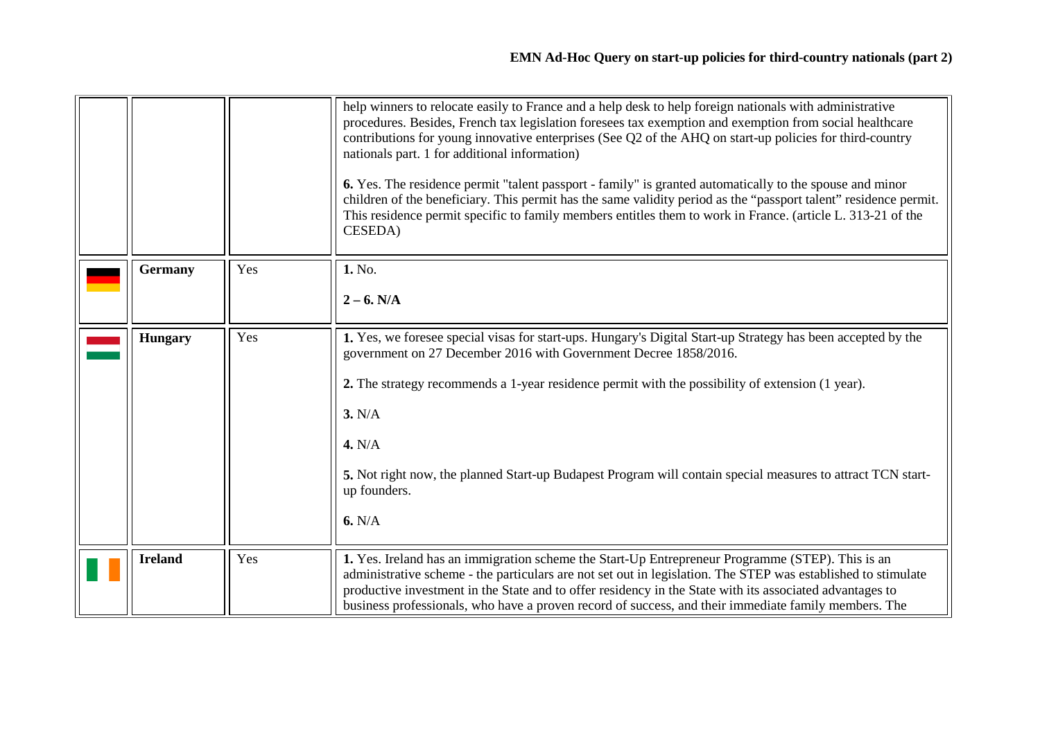| | | | |
|---|---|---|---|
| | | | help winners to relocate easily to France and a help desk to help foreign nationals with administrative procedures. Besides, French tax legislation foresees tax exemption and exemption from social healthcare contributions for young innovative enterprises (See Q2 of the AHQ on start-up policies for third-country nationals part. 1 for additional information)<br><br>**6.** Yes. The residence permit "talent passport - family" is granted automatically to the spouse and minor children of the beneficiary. This permit has the same validity period as the "passport talent" residence permit. This residence permit specific to family members entitles them to work in France. (article L. 313-21 of the CESEDA) |
| | **Germany** | Yes | **1.** No.<br><br>**2 – 6. N/A** |
| | **Hungary** | Yes | **1.** Yes, we foresee special visas for start-ups. Hungary's Digital Start-up Strategy has been accepted by the government on 27 December 2016 with Government Decree 1858/2016.<br><br>**2.** The strategy recommends a 1-year residence permit with the possibility of extension (1 year).<br><br>**3.** N/A<br><br>**4.** N/A<br><br>**5.** Not right now, the planned Start-up Budapest Program will contain special measures to attract TCN start-up founders.<br><br>**6.** N/A |
| | **Ireland** | Yes | **1.** Yes. Ireland has an immigration scheme the Start-Up Entrepreneur Programme (STEP). This is an administrative scheme - the particulars are not set out in legislation. The STEP was established to stimulate productive investment in the State and to offer residency in the State with its associated advantages to business professionals, who have a proven record of success, and their immediate family members. The |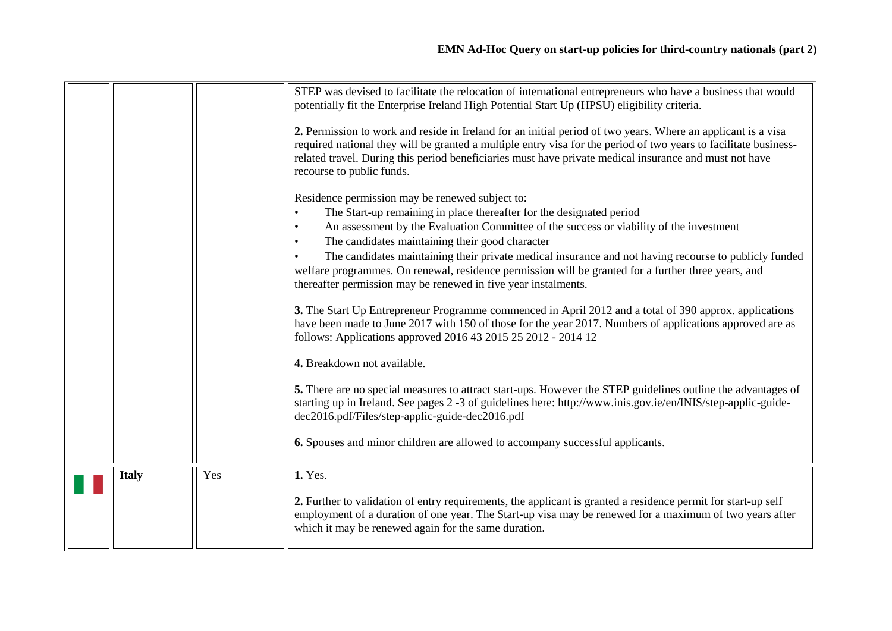| | | | |
|---|---|---|---|
| | | | STEP was devised to facilitate the relocation of international entrepreneurs who have a business that would potentially fit the Enterprise Ireland High Potential Start Up (HPSU) eligibility criteria.<br><br>**2.** Permission to work and reside in Ireland for an initial period of two years. Where an applicant is a visa required national they will be granted a multiple entry visa for the period of two years to facilitate business-related travel. During this period beneficiaries must have private medical insurance and must not have recourse to public funds.<br><br>Residence permission may be renewed subject to:<br>• The Start-up remaining in place thereafter for the designated period<br>• An assessment by the Evaluation Committee of the success or viability of the investment<br>• The candidates maintaining their good character<br>• The candidates maintaining their private medical insurance and not having recourse to publicly funded welfare programmes. On renewal, residence permission will be granted for a further three years, and thereafter permission may be renewed in five year instalments.<br><br>**3.** The Start Up Entrepreneur Programme commenced in April 2012 and a total of 390 approx. applications have been made to June 2017 with 150 of those for the year 2017. Numbers of applications approved are as follows: Applications approved 2016 43 2015 25 2012 - 2014 12<br><br>**4.** Breakdown not available.<br><br>**5.** There are no special measures to attract start-ups. However the STEP guidelines outline the advantages of starting up in Ireland. See pages 2 -3 of guidelines here: http://www.inis.gov.ie/en/INIS/step-applic-guide-dec2016.pdf/Files/step-applic-guide-dec2016.pdf<br><br>**6.** Spouses and minor children are allowed to accompany successful applicants. |
| | **Italy** | Yes | **1.** Yes.<br><br>**2.** Further to validation of entry requirements, the applicant is granted a residence permit for start-up self employment of a duration of one year. The Start-up visa may be renewed for a maximum of two years after which it may be renewed again for the same duration. |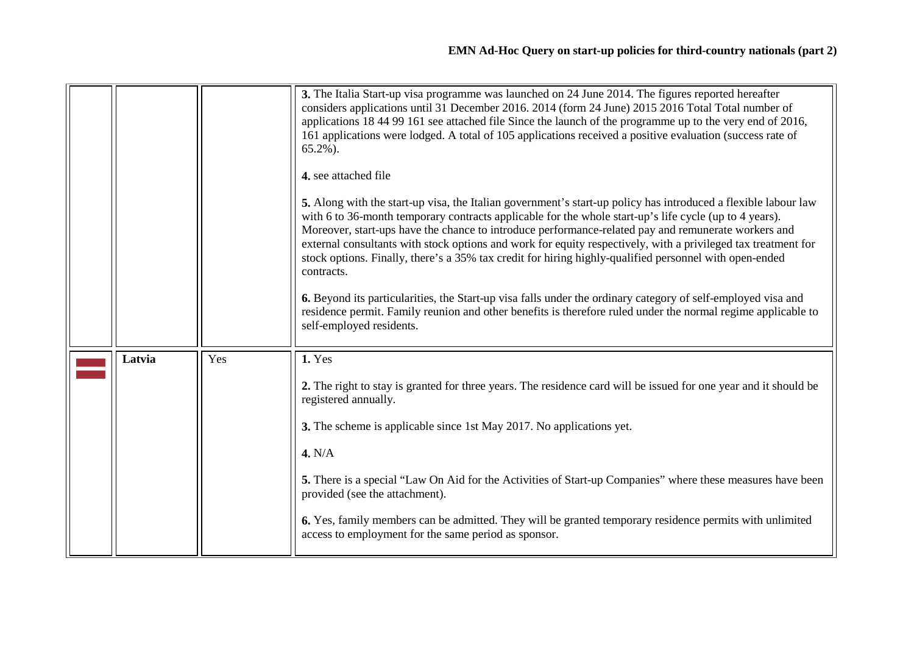| | | | |
|---|---|---|---|
| | | | **3.** The Italia Start-up visa programme was launched on 24 June 2014. The figures reported hereafter considers applications until 31 December 2016. 2014 (form 24 June) 2015 2016 Total Total number of applications 18 44 99 161 see attached file Since the launch of the programme up to the very end of 2016, 161 applications were lodged. A total of 105 applications received a positive evaluation (success rate of 65.2%).<br><br>**4.** see attached file<br><br>**5.** Along with the start-up visa, the Italian government's start-up policy has introduced a flexible labour law with 6 to 36-month temporary contracts applicable for the whole start-up's life cycle (up to 4 years). Moreover, start-ups have the chance to introduce performance-related pay and remunerate workers and external consultants with stock options and work for equity respectively, with a privileged tax treatment for stock options. Finally, there's a 35% tax credit for hiring highly-qualified personnel with open-ended contracts.<br><br>**6.** Beyond its particularities, the Start-up visa falls under the ordinary category of self-employed visa and residence permit. Family reunion and other benefits is therefore ruled under the normal regime applicable to self-employed residents. |
| | **Latvia** | Yes | **1.** Yes<br><br>**2.** The right to stay is granted for three years. The residence card will be issued for one year and it should be registered annually.<br><br>**3.** The scheme is applicable since 1st May 2017. No applications yet.<br><br>**4.** N/A<br><br>**5.** There is a special "Law On Aid for the Activities of Start-up Companies" where these measures have been provided (see the attachment).<br><br>**6.** Yes, family members can be admitted. They will be granted temporary residence permits with unlimited access to employment for the same period as sponsor. |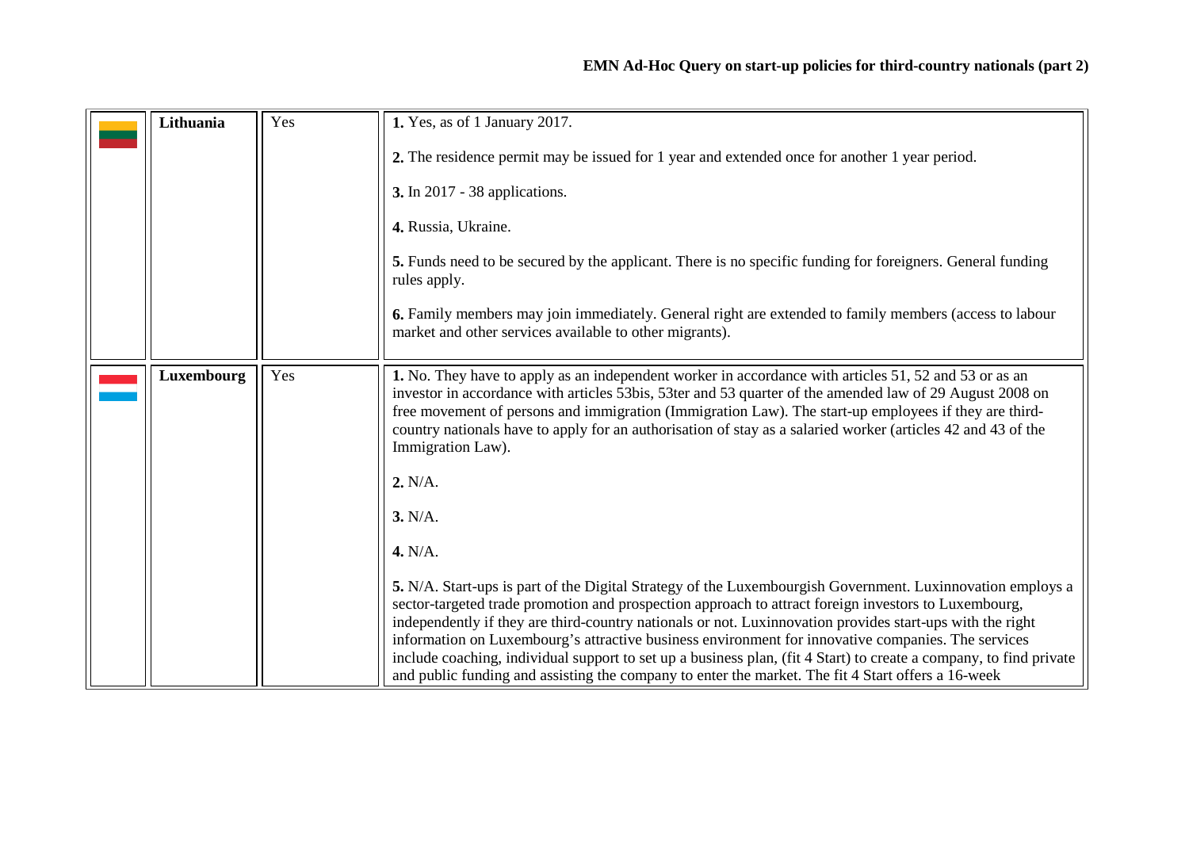| | | | |
|---|---|---|---|
| | **Lithuania** | Yes | **1.** Yes, as of 1 January 2017.<br><br>**2.** The residence permit may be issued for 1 year and extended once for another 1 year period.<br><br>**3.** In 2017 - 38 applications.<br><br>**4.** Russia, Ukraine.<br><br>**5.** Funds need to be secured by the applicant. There is no specific funding for foreigners. General funding rules apply.<br><br>**6.** Family members may join immediately. General right are extended to family members (access to labour market and other services available to other migrants). |
| | **Luxembourg** | Yes | **1.** No. They have to apply as an independent worker in accordance with articles 51, 52 and 53 or as an investor in accordance with articles 53bis, 53ter and 53 quarter of the amended law of 29 August 2008 on free movement of persons and immigration (Immigration Law). The start-up employees if they are third-country nationals have to apply for an authorisation of stay as a salaried worker (articles 42 and 43 of the Immigration Law).<br><br>**2.** N/A.<br><br>**3.** N/A.<br><br>**4.** N/A.<br><br>**5.** N/A. Start-ups is part of the Digital Strategy of the Luxembourgish Government. Luxinnovation employs a sector-targeted trade promotion and prospection approach to attract foreign investors to Luxembourg, independently if they are third-country nationals or not. Luxinnovation provides start-ups with the right information on Luxembourg's attractive business environment for innovative companies. The services include coaching, individual support to set up a business plan, (fit 4 Start) to create a company, to find private and public funding and assisting the company to enter the market. The fit 4 Start offers a 16-week |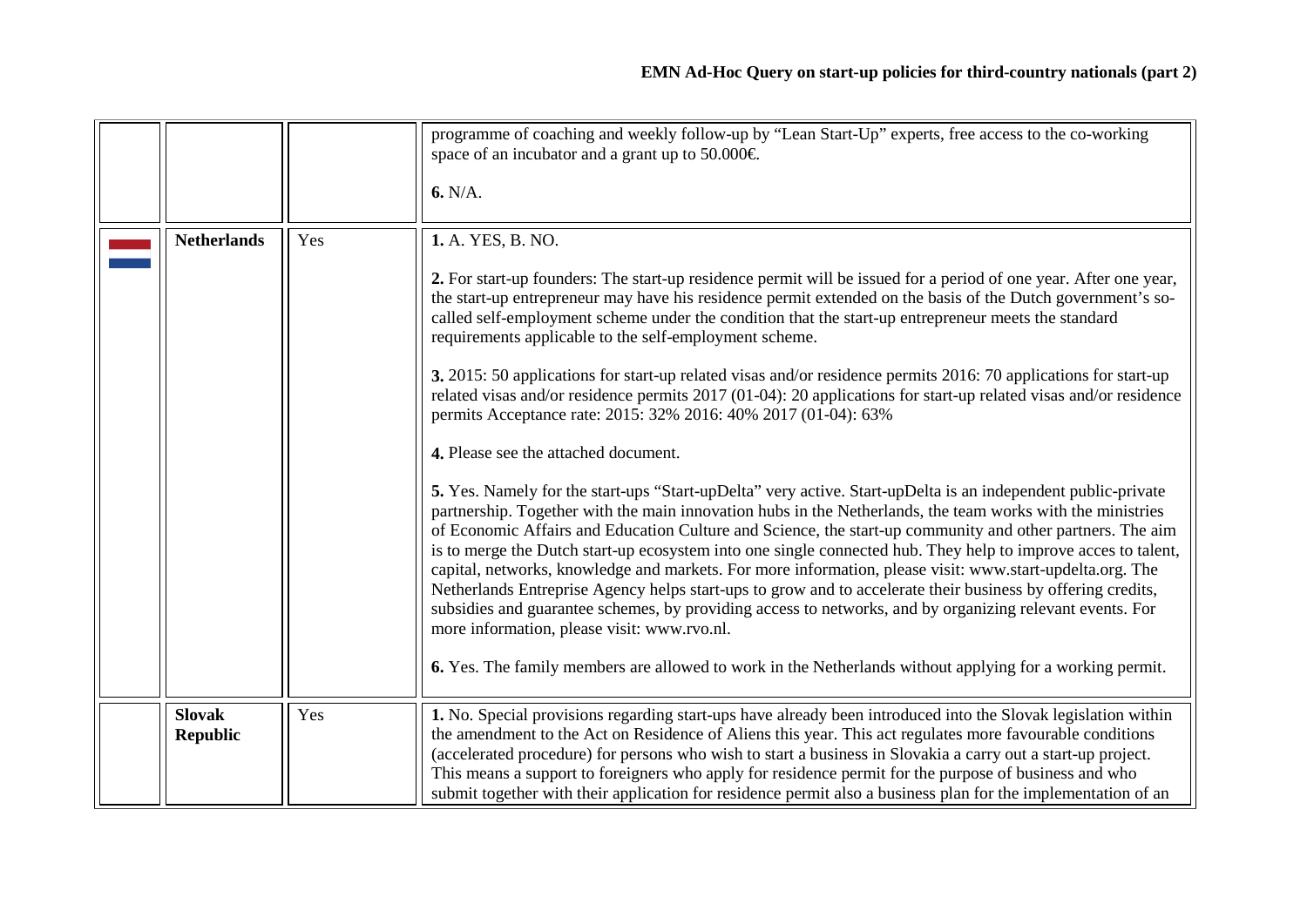| | | | |
|---|---|---|---|
| | | | programme of coaching and weekly follow-up by "Lean Start-Up" experts, free access to the co-working space of an incubator and a grant up to 50.000€.<br><br>**6.** N/A. |
| | **Netherlands** | Yes | **1.** A. YES, B. NO.<br><br>**2.** For start-up founders: The start-up residence permit will be issued for a period of one year. After one year, the start-up entrepreneur may have his residence permit extended on the basis of the Dutch government's so-called self-employment scheme under the condition that the start-up entrepreneur meets the standard requirements applicable to the self-employment scheme.<br><br>**3.** 2015: 50 applications for start-up related visas and/or residence permits 2016: 70 applications for start-up related visas and/or residence permits 2017 (01-04): 20 applications for start-up related visas and/or residence permits Acceptance rate: 2015: 32% 2016: 40% 2017 (01-04): 63%<br><br>**4.** Please see the attached document.<br><br>**5.** Yes. Namely for the start-ups "Start-upDelta" very active. Start-upDelta is an independent public-private partnership. Together with the main innovation hubs in the Netherlands, the team works with the ministries of Economic Affairs and Education Culture and Science, the start-up community and other partners. The aim is to merge the Dutch start-up ecosystem into one single connected hub. They help to improve acces to talent, capital, networks, knowledge and markets. For more information, please visit: www.start-updelta.org. The Netherlands Entreprise Agency helps start-ups to grow and to accelerate their business by offering credits, subsidies and guarantee schemes, by providing access to networks, and by organizing relevant events. For more information, please visit: www.rvo.nl.<br><br>**6.** Yes. The family members are allowed to work in the Netherlands without applying for a working permit. |
| | **Slovak Republic** | Yes | **1.** No. Special provisions regarding start-ups have already been introduced into the Slovak legislation within the amendment to the Act on Residence of Aliens this year. This act regulates more favourable conditions (accelerated procedure) for persons who wish to start a business in Slovakia a carry out a start-up project. This means a support to foreigners who apply for residence permit for the purpose of business and who submit together with their application for residence permit also a business plan for the implementation of an |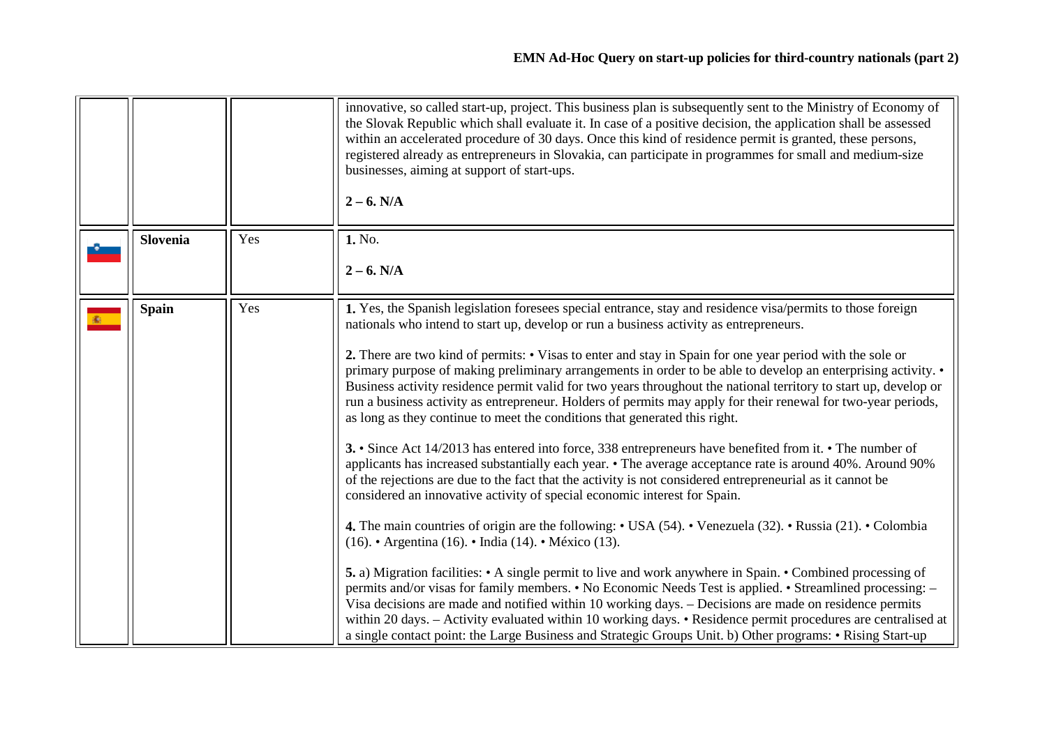| | | | |
|---|---|---|---|
| | | | innovative, so called start-up, project. This business plan is subsequently sent to the Ministry of Economy of the Slovak Republic which shall evaluate it. In case of a positive decision, the application shall be assessed within an accelerated procedure of 30 days. Once this kind of residence permit is granted, these persons, registered already as entrepreneurs in Slovakia, can participate in programmes for small and medium-size businesses, aiming at support of start-ups.<br><br>**2 – 6. N/A** |
| | **Slovenia** | Yes | **1.** No.<br><br>**2 – 6. N/A** |
| | **Spain** | Yes | **1.** Yes, the Spanish legislation foresees special entrance, stay and residence visa/permits to those foreign nationals who intend to start up, develop or run a business activity as entrepreneurs.<br><br>**2.** There are two kind of permits: • Visas to enter and stay in Spain for one year period with the sole or primary purpose of making preliminary arrangements in order to be able to develop an enterprising activity. • Business activity residence permit valid for two years throughout the national territory to start up, develop or run a business activity as entrepreneur. Holders of permits may apply for their renewal for two-year periods, as long as they continue to meet the conditions that generated this right.<br><br>**3.** • Since Act 14/2013 has entered into force, 338 entrepreneurs have benefited from it. • The number of applicants has increased substantially each year. • The average acceptance rate is around 40%. Around 90% of the rejections are due to the fact that the activity is not considered entrepreneurial as it cannot be considered an innovative activity of special economic interest for Spain.<br><br>**4.** The main countries of origin are the following: • USA (54). • Venezuela (32). • Russia (21). • Colombia (16). • Argentina (16). • India (14). • México (13).<br><br>**5.** a) Migration facilities: • A single permit to live and work anywhere in Spain. • Combined processing of permits and/or visas for family members. • No Economic Needs Test is applied. • Streamlined processing: – Visa decisions are made and notified within 10 working days. – Decisions are made on residence permits within 20 days. – Activity evaluated within 10 working days. • Residence permit procedures are centralised at a single contact point: the Large Business and Strategic Groups Unit. b) Other programs: • Rising Start-up |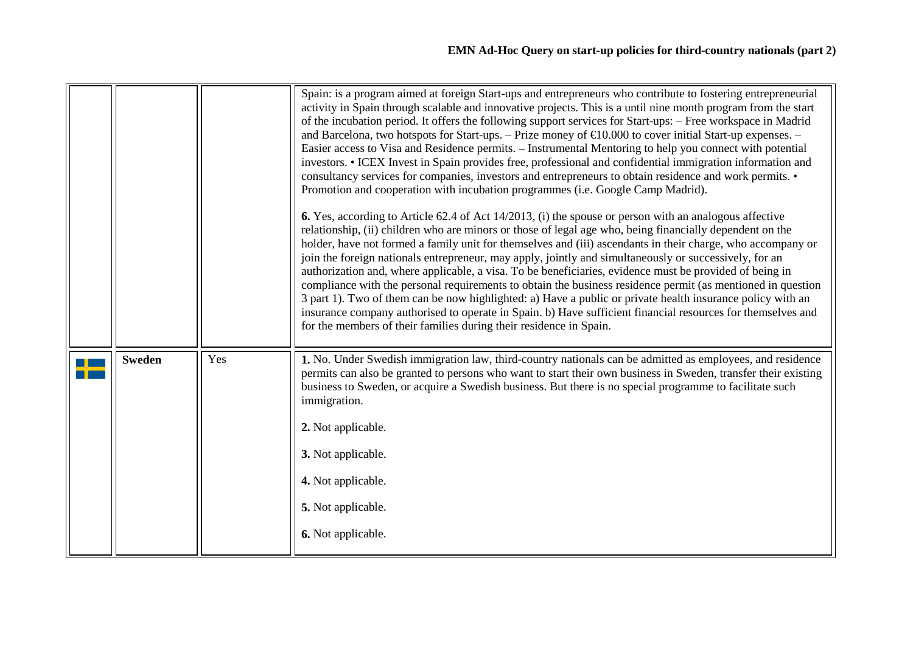| | | | |
|---|---|---|---|
| | | | Spain: is a program aimed at foreign Start-ups and entrepreneurs who contribute to fostering entrepreneurial activity in Spain through scalable and innovative projects. This is a until nine month program from the start of the incubation period. It offers the following support services for Start-ups: – Free workspace in Madrid and Barcelona, two hotspots for Start-ups. – Prize money of €10.000 to cover initial Start-up expenses. – Easier access to Visa and Residence permits. – Instrumental Mentoring to help you connect with potential investors. • ICEX Invest in Spain provides free, professional and confidential immigration information and consultancy services for companies, investors and entrepreneurs to obtain residence and work permits. • Promotion and cooperation with incubation programmes (i.e. Google Camp Madrid).<br><br>**6.** Yes, according to Article 62.4 of Act 14/2013, (i) the spouse or person with an analogous affective relationship, (ii) children who are minors or those of legal age who, being financially dependent on the holder, have not formed a family unit for themselves and (iii) ascendants in their charge, who accompany or join the foreign nationals entrepreneur, may apply, jointly and simultaneously or successively, for an authorization and, where applicable, a visa. To be beneficiaries, evidence must be provided of being in compliance with the personal requirements to obtain the business residence permit (as mentioned in question 3 part 1). Two of them can be now highlighted: a) Have a public or private health insurance policy with an insurance company authorised to operate in Spain. b) Have sufficient financial resources for themselves and for the members of their families during their residence in Spain. |
| | **Sweden** | Yes | **1.** No. Under Swedish immigration law, third-country nationals can be admitted as employees, and residence permits can also be granted to persons who want to start their own business in Sweden, transfer their existing business to Sweden, or acquire a Swedish business. But there is no special programme to facilitate such immigration.<br><br>**2.** Not applicable.<br><br>**3.** Not applicable.<br><br>**4.** Not applicable.<br><br>**5.** Not applicable.<br><br>**6.** Not applicable. |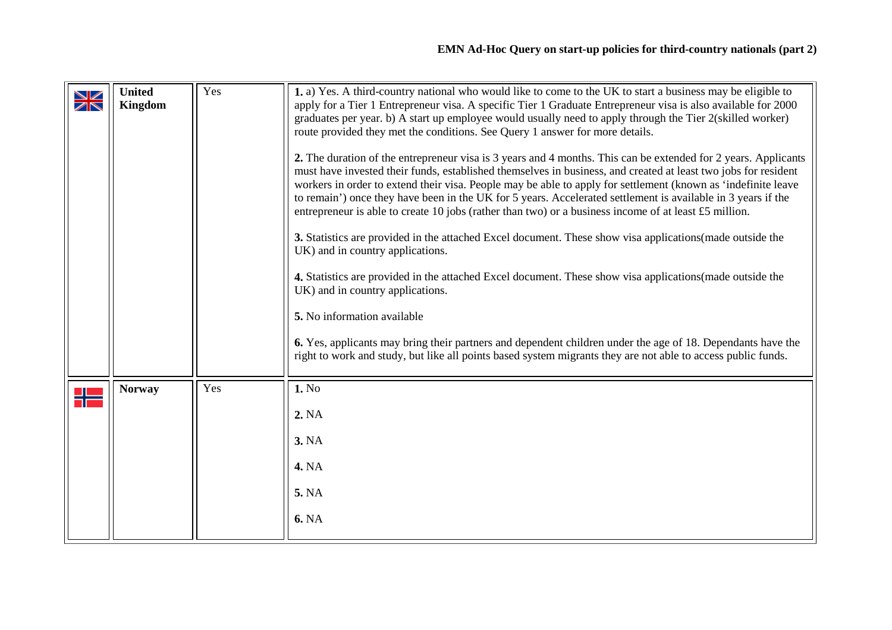| | | | |
|---|---|---|---|
| | **United Kingdom** | Yes | **1.** a) Yes. A third-country national who would like to come to the UK to start a business may be eligible to apply for a Tier 1 Entrepreneur visa. A specific Tier 1 Graduate Entrepreneur visa is also available for 2000 graduates per year. b) A start up employee would usually need to apply through the Tier 2(skilled worker) route provided they met the conditions. See Query 1 answer for more details.<br><br>**2.** The duration of the entrepreneur visa is 3 years and 4 months. This can be extended for 2 years. Applicants must have invested their funds, established themselves in business, and created at least two jobs for resident workers in order to extend their visa. People may be able to apply for settlement (known as 'indefinite leave to remain') once they have been in the UK for 5 years. Accelerated settlement is available in 3 years if the entrepreneur is able to create 10 jobs (rather than two) or a business income of at least £5 million.<br><br>**3.** Statistics are provided in the attached Excel document. These show visa applications(made outside the UK) and in country applications.<br><br>**4.** Statistics are provided in the attached Excel document. These show visa applications(made outside the UK) and in country applications.<br><br>**5.** No information available<br><br>**6.** Yes, applicants may bring their partners and dependent children under the age of 18. Dependants have the right to work and study, but like all points based system migrants they are not able to access public funds. |
| | **Norway** | Yes | **1.** No<br><br>**2.** NA<br><br>**3.** NA<br><br>**4.** NA<br><br>**5.** NA<br><br>**6.** NA |